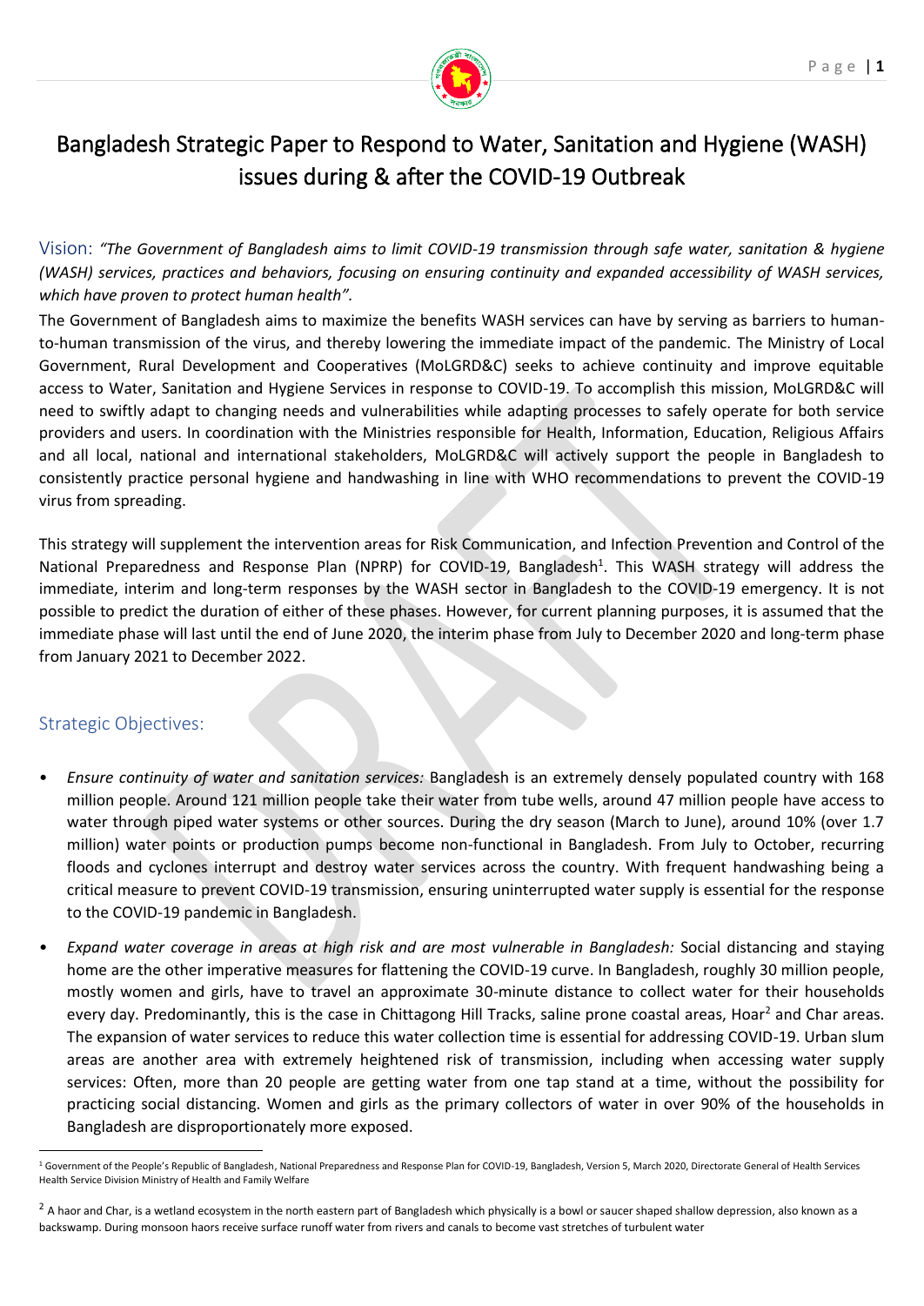# Bangladesh Strategic Paper to Respond to Water, Sanitation and Hygiene (WASH) issues during & after the COVID-19 Outbreak

Vision: *"The Government of Bangladesh aims to limit COVID-19 transmission through safe water, sanitation & hygiene (WASH) services, practices and behaviors, focusing on ensuring continuity and expanded accessibility of WASH services, which have proven to protect human health".*

The Government of Bangladesh aims to maximize the benefits WASH services can have by serving as barriers to human-to-human transmission of the virus, and thereby lowering the immediate impact of the pandemic. The Ministry of Local Government, Rural Development and Cooperatives (MoLGRD&C) seeks to achieve continuity and improve equitable access to Water, Sanitation and Hygiene Services in response to COVID-19. To accomplish this mission, MoLGRD&C will need to swiftly adapt to changing needs and vulnerabilities while adapting processes to safely operate for both service providers and users. In coordination with the Ministries responsible for Health, Information, Education, Religious Affairs and all local, national and international stakeholders, MoLGRD&C will actively support the people in Bangladesh to consistently practice personal hygiene and handwashing in line with WHO recommendations to prevent the COVID-19 virus from spreading.

This strategy will supplement the intervention areas for Risk Communication, and Infection Prevention and Control of the National Preparedness and Response Plan (NPRP) for COVID-19, Bangladesh[1]. This WASH strategy will address the immediate, interim and long-term responses by the WASH sector in Bangladesh to the COVID-19 emergency. It is not possible to predict the duration of either of these phases. However, for current planning purposes, it is assumed that the immediate phase will last until the end of June 2020, the interim phase from July to December 2020 and long-term phase from January 2021 to December 2022.

## Strategic Objectives:

- *Ensure continuity of water and sanitation services:* Bangladesh is an extremely densely populated country with 168 million people. Around 121 million people take their water from tube wells, around 47 million people have access to water through piped water systems or other sources. During the dry season (March to June), around 10% (over 1.7 million) water points or production pumps become non-functional in Bangladesh. From July to October, recurring floods and cyclones interrupt and destroy water services across the country. With frequent handwashing being a critical measure to prevent COVID-19 transmission, ensuring uninterrupted water supply is essential for the response to the COVID-19 pandemic in Bangladesh.
- *Expand water coverage in areas at high risk and are most vulnerable in Bangladesh:* Social distancing and staying home are the other imperative measures for flattening the COVID-19 curve. In Bangladesh, roughly 30 million people, mostly women and girls, have to travel an approximate 30-minute distance to collect water for their households every day. Predominantly, this is the case in Chittagong Hill Tracks, saline prone coastal areas, Hoar[2] and Char areas. The expansion of water services to reduce this water collection time is essential for addressing COVID-19. Urban slum areas are another area with extremely heightened risk of transmission, including when accessing water supply services: Often, more than 20 people are getting water from one tap stand at a time, without the possibility for practicing social distancing. Women and girls as the primary collectors of water in over 90% of the households in Bangladesh are disproportionately more exposed.

---

[1] Government of the People's Republic of Bangladesh, National Preparedness and Response Plan for COVID-19, Bangladesh, Version 5, March 2020, Directorate General of Health Services Health Service Division Ministry of Health and Family Welfare

[2] A haor and Char, is a wetland ecosystem in the north eastern part of Bangladesh which physically is a bowl or saucer shaped shallow depression, also known as a backswamp. During monsoon haors receive surface runoff water from rivers and canals to become vast stretches of turbulent water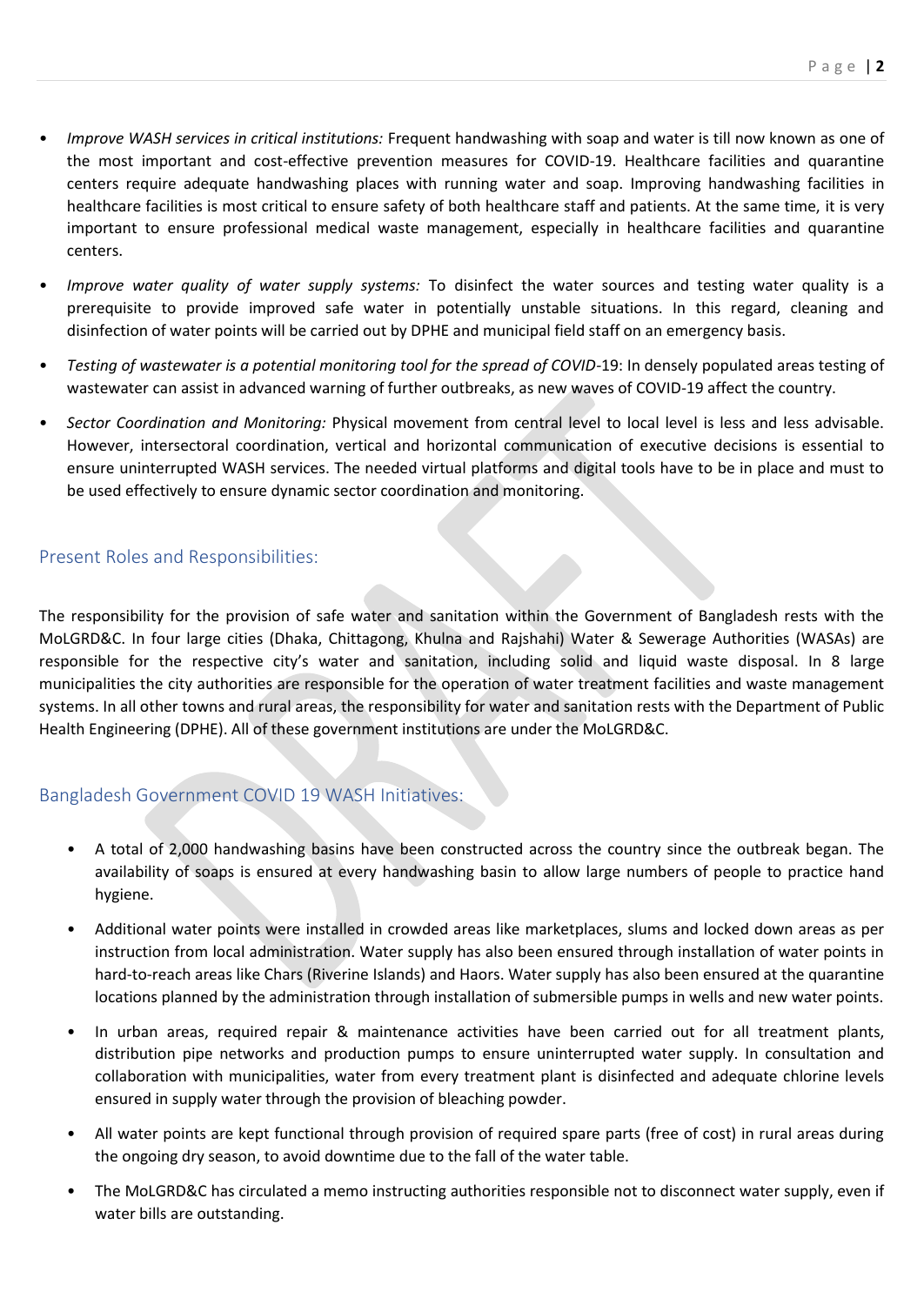- *Improve WASH services in critical institutions:* Frequent handwashing with soap and water is till now known as one of the most important and cost-effective prevention measures for COVID-19. Healthcare facilities and quarantine centers require adequate handwashing places with running water and soap. Improving handwashing facilities in healthcare facilities is most critical to ensure safety of both healthcare staff and patients. At the same time, it is very important to ensure professional medical waste management, especially in healthcare facilities and quarantine centers.
- *Improve water quality of water supply systems:* To disinfect the water sources and testing water quality is a prerequisite to provide improved safe water in potentially unstable situations. In this regard, cleaning and disinfection of water points will be carried out by DPHE and municipal field staff on an emergency basis.
- *Testing of wastewater is a potential monitoring tool for the spread of COVID*-19: In densely populated areas testing of wastewater can assist in advanced warning of further outbreaks, as new waves of COVID-19 affect the country.
- *Sector Coordination and Monitoring:* Physical movement from central level to local level is less and less advisable. However, intersectoral coordination, vertical and horizontal communication of executive decisions is essential to ensure uninterrupted WASH services. The needed virtual platforms and digital tools have to be in place and must to be used effectively to ensure dynamic sector coordination and monitoring.

## Present Roles and Responsibilities:

The responsibility for the provision of safe water and sanitation within the Government of Bangladesh rests with the MoLGRD&C. In four large cities (Dhaka, Chittagong, Khulna and Rajshahi) Water & Sewerage Authorities (WASAs) are responsible for the respective city's water and sanitation, including solid and liquid waste disposal. In 8 large municipalities the city authorities are responsible for the operation of water treatment facilities and waste management systems. In all other towns and rural areas, the responsibility for water and sanitation rests with the Department of Public Health Engineering (DPHE). All of these government institutions are under the MoLGRD&C.

## Bangladesh Government COVID 19 WASH Initiatives:

- A total of 2,000 handwashing basins have been constructed across the country since the outbreak began. The availability of soaps is ensured at every handwashing basin to allow large numbers of people to practice hand hygiene.
- Additional water points were installed in crowded areas like marketplaces, slums and locked down areas as per instruction from local administration. Water supply has also been ensured through installation of water points in hard-to-reach areas like Chars (Riverine Islands) and Haors. Water supply has also been ensured at the quarantine locations planned by the administration through installation of submersible pumps in wells and new water points.
- In urban areas, required repair & maintenance activities have been carried out for all treatment plants, distribution pipe networks and production pumps to ensure uninterrupted water supply. In consultation and collaboration with municipalities, water from every treatment plant is disinfected and adequate chlorine levels ensured in supply water through the provision of bleaching powder.
- All water points are kept functional through provision of required spare parts (free of cost) in rural areas during the ongoing dry season, to avoid downtime due to the fall of the water table.
- The MoLGRD&C has circulated a memo instructing authorities responsible not to disconnect water supply, even if water bills are outstanding.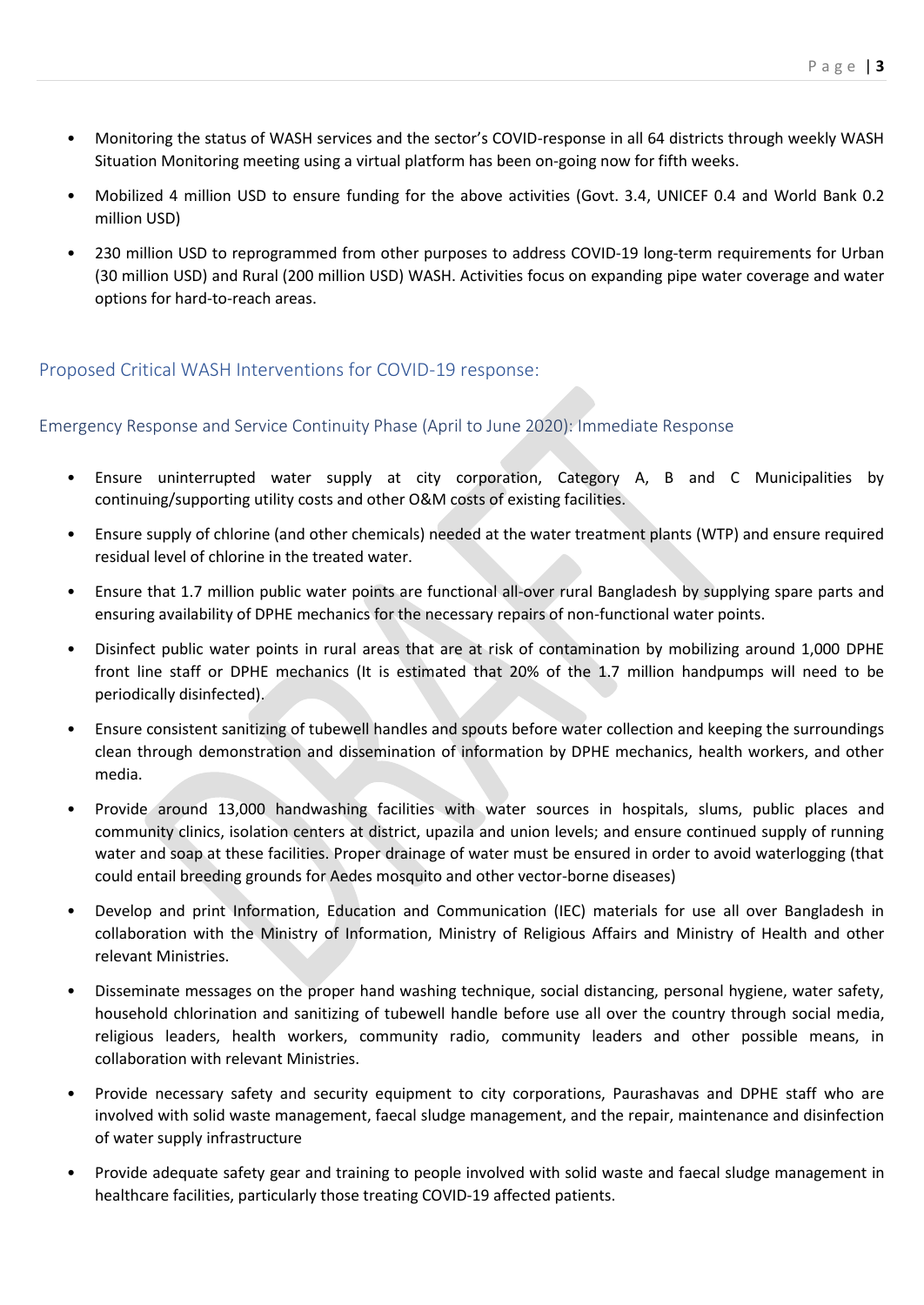- Monitoring the status of WASH services and the sector's COVID-response in all 64 districts through weekly WASH Situation Monitoring meeting using a virtual platform has been on-going now for fifth weeks.
- Mobilized 4 million USD to ensure funding for the above activities (Govt. 3.4, UNICEF 0.4 and World Bank 0.2 million USD)
- 230 million USD to reprogrammed from other purposes to address COVID-19 long-term requirements for Urban (30 million USD) and Rural (200 million USD) WASH. Activities focus on expanding pipe water coverage and water options for hard-to-reach areas.

## Proposed Critical WASH Interventions for COVID-19 response:

### Emergency Response and Service Continuity Phase (April to June 2020): Immediate Response

- Ensure uninterrupted water supply at city corporation, Category A, B and C Municipalities by continuing/supporting utility costs and other O&M costs of existing facilities.
- Ensure supply of chlorine (and other chemicals) needed at the water treatment plants (WTP) and ensure required residual level of chlorine in the treated water.
- Ensure that 1.7 million public water points are functional all-over rural Bangladesh by supplying spare parts and ensuring availability of DPHE mechanics for the necessary repairs of non-functional water points.
- Disinfect public water points in rural areas that are at risk of contamination by mobilizing around 1,000 DPHE front line staff or DPHE mechanics (It is estimated that 20% of the 1.7 million handpumps will need to be periodically disinfected).
- Ensure consistent sanitizing of tubewell handles and spouts before water collection and keeping the surroundings clean through demonstration and dissemination of information by DPHE mechanics, health workers, and other media.
- Provide around 13,000 handwashing facilities with water sources in hospitals, slums, public places and community clinics, isolation centers at district, upazila and union levels; and ensure continued supply of running water and soap at these facilities. Proper drainage of water must be ensured in order to avoid waterlogging (that could entail breeding grounds for Aedes mosquito and other vector-borne diseases)
- Develop and print Information, Education and Communication (IEC) materials for use all over Bangladesh in collaboration with the Ministry of Information, Ministry of Religious Affairs and Ministry of Health and other relevant Ministries.
- Disseminate messages on the proper hand washing technique, social distancing, personal hygiene, water safety, household chlorination and sanitizing of tubewell handle before use all over the country through social media, religious leaders, health workers, community radio, community leaders and other possible means, in collaboration with relevant Ministries.
- Provide necessary safety and security equipment to city corporations, Paurashavas and DPHE staff who are involved with solid waste management, faecal sludge management, and the repair, maintenance and disinfection of water supply infrastructure
- Provide adequate safety gear and training to people involved with solid waste and faecal sludge management in healthcare facilities, particularly those treating COVID-19 affected patients.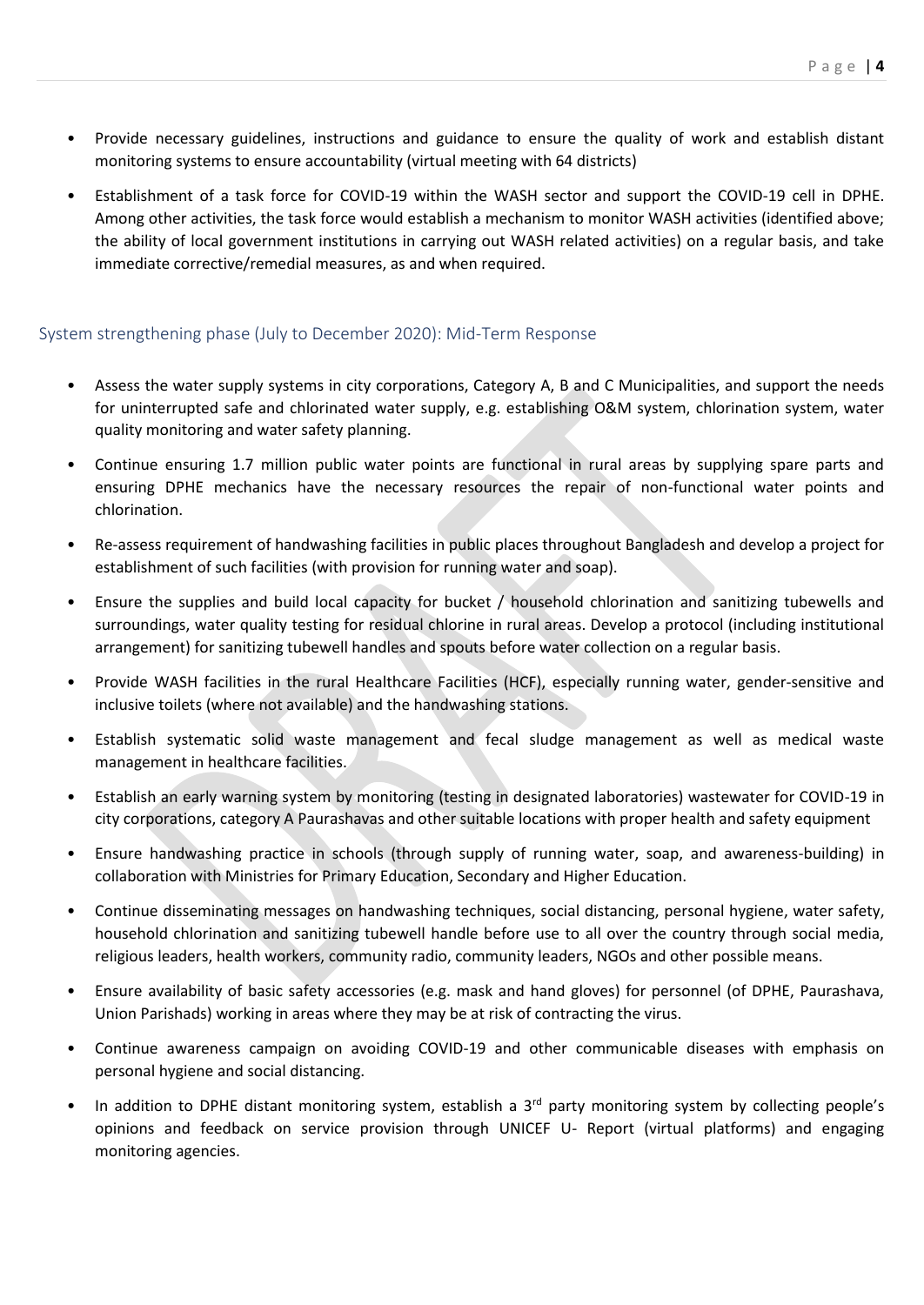- Provide necessary guidelines, instructions and guidance to ensure the quality of work and establish distant monitoring systems to ensure accountability (virtual meeting with 64 districts)
- Establishment of a task force for COVID-19 within the WASH sector and support the COVID-19 cell in DPHE. Among other activities, the task force would establish a mechanism to monitor WASH activities (identified above; the ability of local government institutions in carrying out WASH related activities) on a regular basis, and take immediate corrective/remedial measures, as and when required.

## System strengthening phase (July to December 2020): Mid-Term Response

- Assess the water supply systems in city corporations, Category A, B and C Municipalities, and support the needs for uninterrupted safe and chlorinated water supply, e.g. establishing O&M system, chlorination system, water quality monitoring and water safety planning.
- Continue ensuring 1.7 million public water points are functional in rural areas by supplying spare parts and ensuring DPHE mechanics have the necessary resources the repair of non-functional water points and chlorination.
- Re-assess requirement of handwashing facilities in public places throughout Bangladesh and develop a project for establishment of such facilities (with provision for running water and soap).
- Ensure the supplies and build local capacity for bucket / household chlorination and sanitizing tubewells and surroundings, water quality testing for residual chlorine in rural areas. Develop a protocol (including institutional arrangement) for sanitizing tubewell handles and spouts before water collection on a regular basis.
- Provide WASH facilities in the rural Healthcare Facilities (HCF), especially running water, gender-sensitive and inclusive toilets (where not available) and the handwashing stations.
- Establish systematic solid waste management and fecal sludge management as well as medical waste management in healthcare facilities.
- Establish an early warning system by monitoring (testing in designated laboratories) wastewater for COVID-19 in city corporations, category A Paurashavas and other suitable locations with proper health and safety equipment
- Ensure handwashing practice in schools (through supply of running water, soap, and awareness-building) in collaboration with Ministries for Primary Education, Secondary and Higher Education.
- Continue disseminating messages on handwashing techniques, social distancing, personal hygiene, water safety, household chlorination and sanitizing tubewell handle before use to all over the country through social media, religious leaders, health workers, community radio, community leaders, NGOs and other possible means.
- Ensure availability of basic safety accessories (e.g. mask and hand gloves) for personnel (of DPHE, Paurashava, Union Parishads) working in areas where they may be at risk of contracting the virus.
- Continue awareness campaign on avoiding COVID-19 and other communicable diseases with emphasis on personal hygiene and social distancing.
- In addition to DPHE distant monitoring system, establish a 3rd party monitoring system by collecting people's opinions and feedback on service provision through UNICEF U- Report (virtual platforms) and engaging monitoring agencies.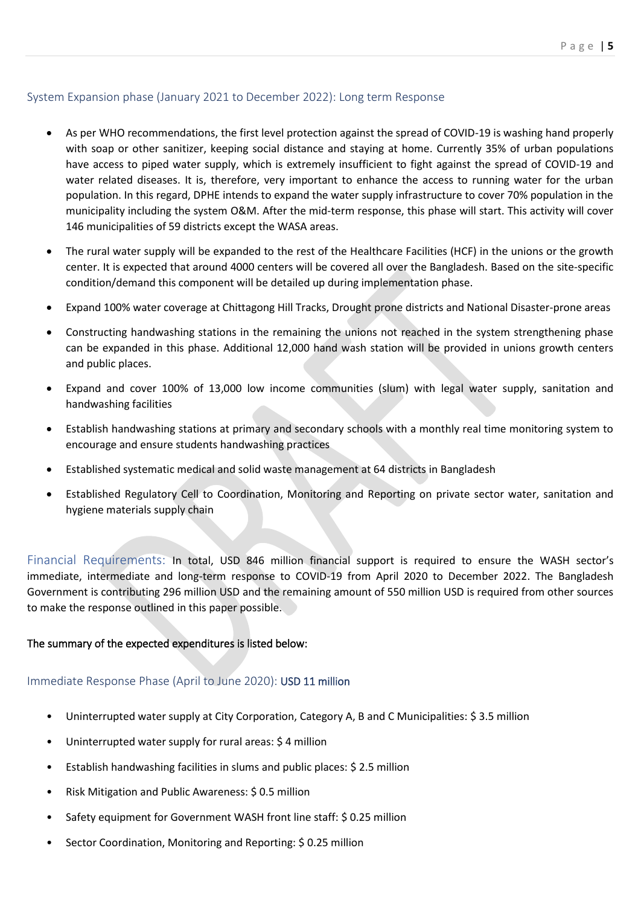### System Expansion phase (January 2021 to December 2022): Long term Response

- As per WHO recommendations, the first level protection against the spread of COVID-19 is washing hand properly with soap or other sanitizer, keeping social distance and staying at home. Currently 35% of urban populations have access to piped water supply, which is extremely insufficient to fight against the spread of COVID-19 and water related diseases. It is, therefore, very important to enhance the access to running water for the urban population. In this regard, DPHE intends to expand the water supply infrastructure to cover 70% population in the municipality including the system O&M. After the mid-term response, this phase will start. This activity will cover 146 municipalities of 59 districts except the WASA areas.
- The rural water supply will be expanded to the rest of the Healthcare Facilities (HCF) in the unions or the growth center. It is expected that around 4000 centers will be covered all over the Bangladesh. Based on the site-specific condition/demand this component will be detailed up during implementation phase.
- Expand 100% water coverage at Chittagong Hill Tracks, Drought prone districts and National Disaster-prone areas
- Constructing handwashing stations in the remaining the unions not reached in the system strengthening phase can be expanded in this phase. Additional 12,000 hand wash station will be provided in unions growth centers and public places.
- Expand and cover 100% of 13,000 low income communities (slum) with legal water supply, sanitation and handwashing facilities
- Establish handwashing stations at primary and secondary schools with a monthly real time monitoring system to encourage and ensure students handwashing practices
- Established systematic medical and solid waste management at 64 districts in Bangladesh
- Established Regulatory Cell to Coordination, Monitoring and Reporting on private sector water, sanitation and hygiene materials supply chain

Financial Requirements: In total, USD 846 million financial support is required to ensure the WASH sector's immediate, intermediate and long-term response to COVID-19 from April 2020 to December 2022. The Bangladesh Government is contributing 296 million USD and the remaining amount of 550 million USD is required from other sources to make the response outlined in this paper possible.

**The summary of the expected expenditures is listed below:**

### Immediate Response Phase (April to June 2020): USD 11 million

- Uninterrupted water supply at City Corporation, Category A, B and C Municipalities: $ 3.5 million
- Uninterrupted water supply for rural areas: $ 4 million
- Establish handwashing facilities in slums and public places: $ 2.5 million
- Risk Mitigation and Public Awareness: $ 0.5 million
- Safety equipment for Government WASH front line staff: $ 0.25 million
- Sector Coordination, Monitoring and Reporting: $ 0.25 million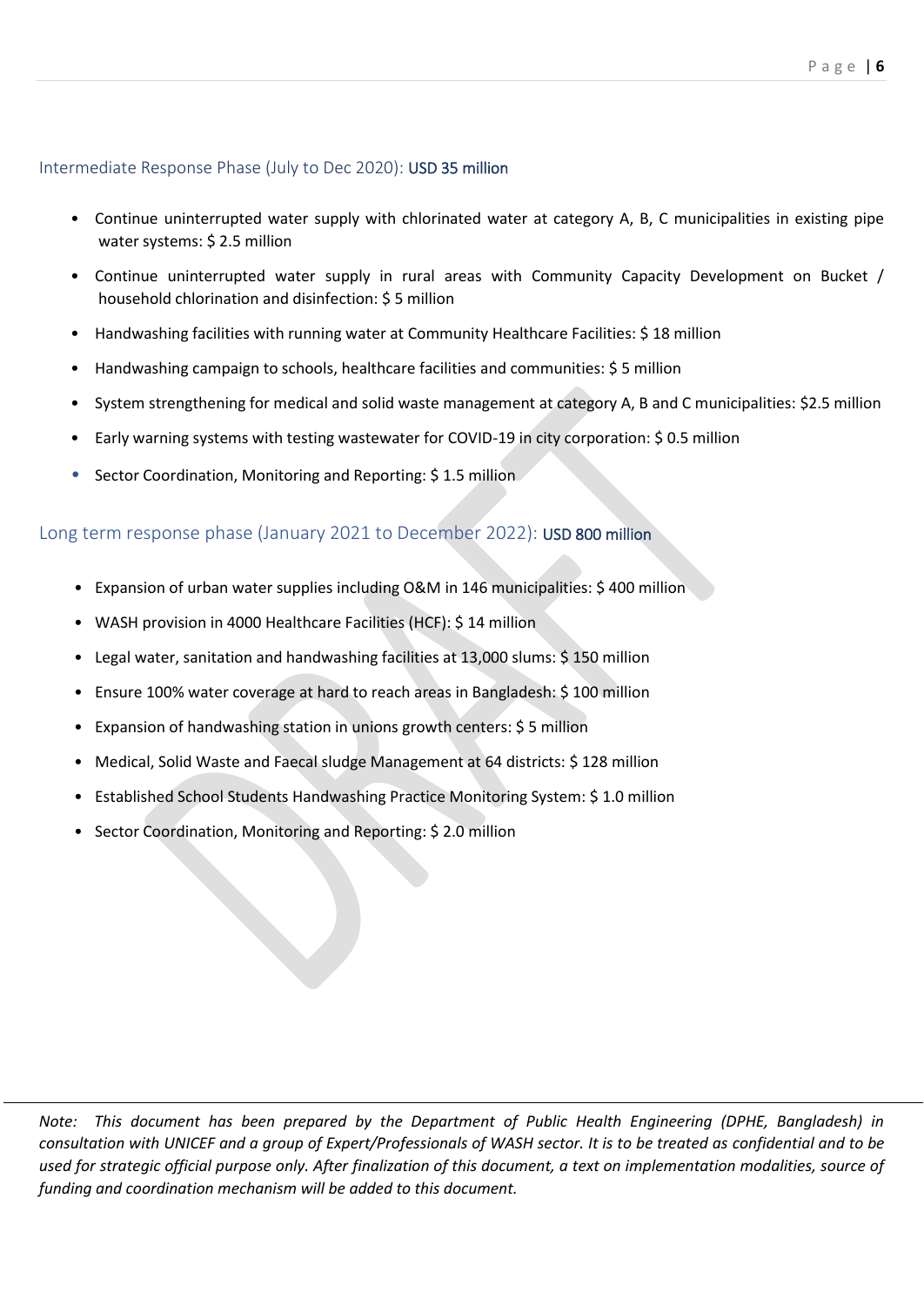### Intermediate Response Phase (July to Dec 2020): USD 35 million

- Continue uninterrupted water supply with chlorinated water at category A, B, C municipalities in existing pipe water systems: $ 2.5 million
- Continue uninterrupted water supply in rural areas with Community Capacity Development on Bucket / household chlorination and disinfection: $ 5 million
- Handwashing facilities with running water at Community Healthcare Facilities: $ 18 million
- Handwashing campaign to schools, healthcare facilities and communities: $ 5 million
- System strengthening for medical and solid waste management at category A, B and C municipalities: $2.5 million
- Early warning systems with testing wastewater for COVID-19 in city corporation: $ 0.5 million
- Sector Coordination, Monitoring and Reporting: $ 1.5 million

### Long term response phase (January 2021 to December 2022): USD 800 million

- Expansion of urban water supplies including O&M in 146 municipalities: $ 400 million
- WASH provision in 4000 Healthcare Facilities (HCF): $ 14 million
- Legal water, sanitation and handwashing facilities at 13,000 slums: $ 150 million
- Ensure 100% water coverage at hard to reach areas in Bangladesh: $ 100 million
- Expansion of handwashing station in unions growth centers: $ 5 million
- Medical, Solid Waste and Faecal sludge Management at 64 districts: $ 128 million
- Established School Students Handwashing Practice Monitoring System: $ 1.0 million
- Sector Coordination, Monitoring and Reporting: $ 2.0 million

*Note: This document has been prepared by the Department of Public Health Engineering (DPHE, Bangladesh) in consultation with UNICEF and a group of Expert/Professionals of WASH sector. It is to be treated as confidential and to be used for strategic official purpose only. After finalization of this document, a text on implementation modalities, source of funding and coordination mechanism will be added to this document.*